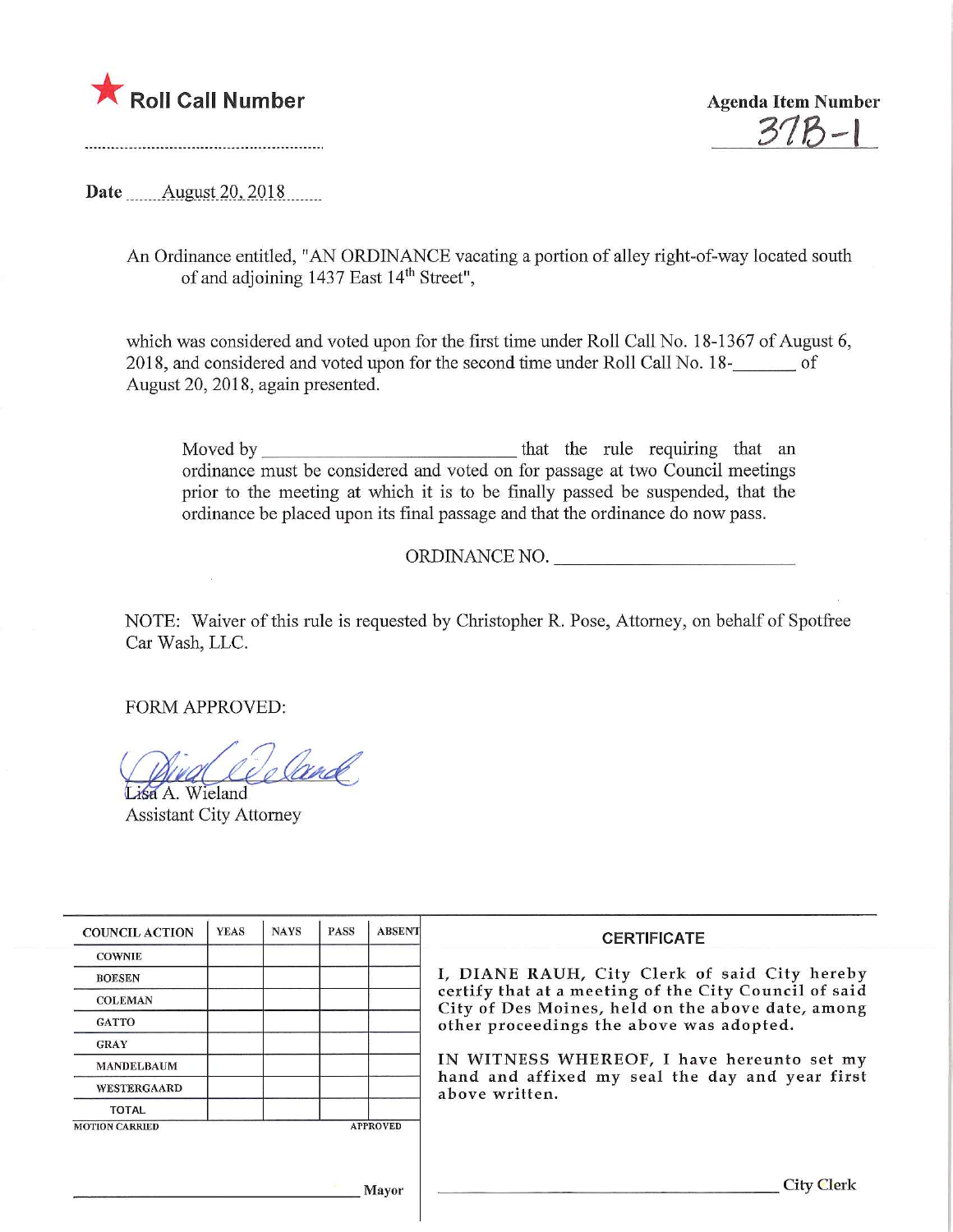★ **Roll Call Number**

.........................................................

**Agenda Item Number**

37B-1

**Date** August 20, 2018

An Ordinance entitled, "AN ORDINANCE vacating a portion of alley right-of-way located south of and adjoining 1437 East 14th Street",

which was considered and voted upon for the first time under Roll Call No. 18-1367 of August 6, 2018, and considered and voted upon for the second time under Roll Call No. 18-_______ of August 20, 2018, again presented.

Moved by ___________________________ that the rule requiring that an ordinance must be considered and voted on for passage at two Council meetings prior to the meeting at which it is to be finally passed be suspended, that the ordinance be placed upon its final passage and that the ordinance do now pass.

ORDINANCE NO. ___________________________

NOTE: Waiver of this rule is requested by Christopher R. Pose, Attorney, on behalf of Spotfree Car Wash, LLC.

FORM APPROVED:

Lisa A. Wieland
Assistant City Attorney

| COUNCIL ACTION | YEAS | NAYS | PASS | ABSENT |
|---|---|---|---|---|
| COWNIE | | | | |
| BOESEN | | | | |
| COLEMAN | | | | |
| GATTO | | | | |
| GRAY | | | | |
| MANDELBAUM | | | | |
| WESTERGAARD | | | | |
| TOTAL | | | | |

MOTION CARRIED APPROVED

_________________________________ Mayor

**CERTIFICATE**

I, DIANE RAUH, City Clerk of said City hereby certify that at a meeting of the City Council of said City of Des Moines, held on the above date, among other proceedings the above was adopted.

IN WITNESS WHEREOF, I have hereunto set my hand and affixed my seal the day and year first above written.

_________________________________ City Clerk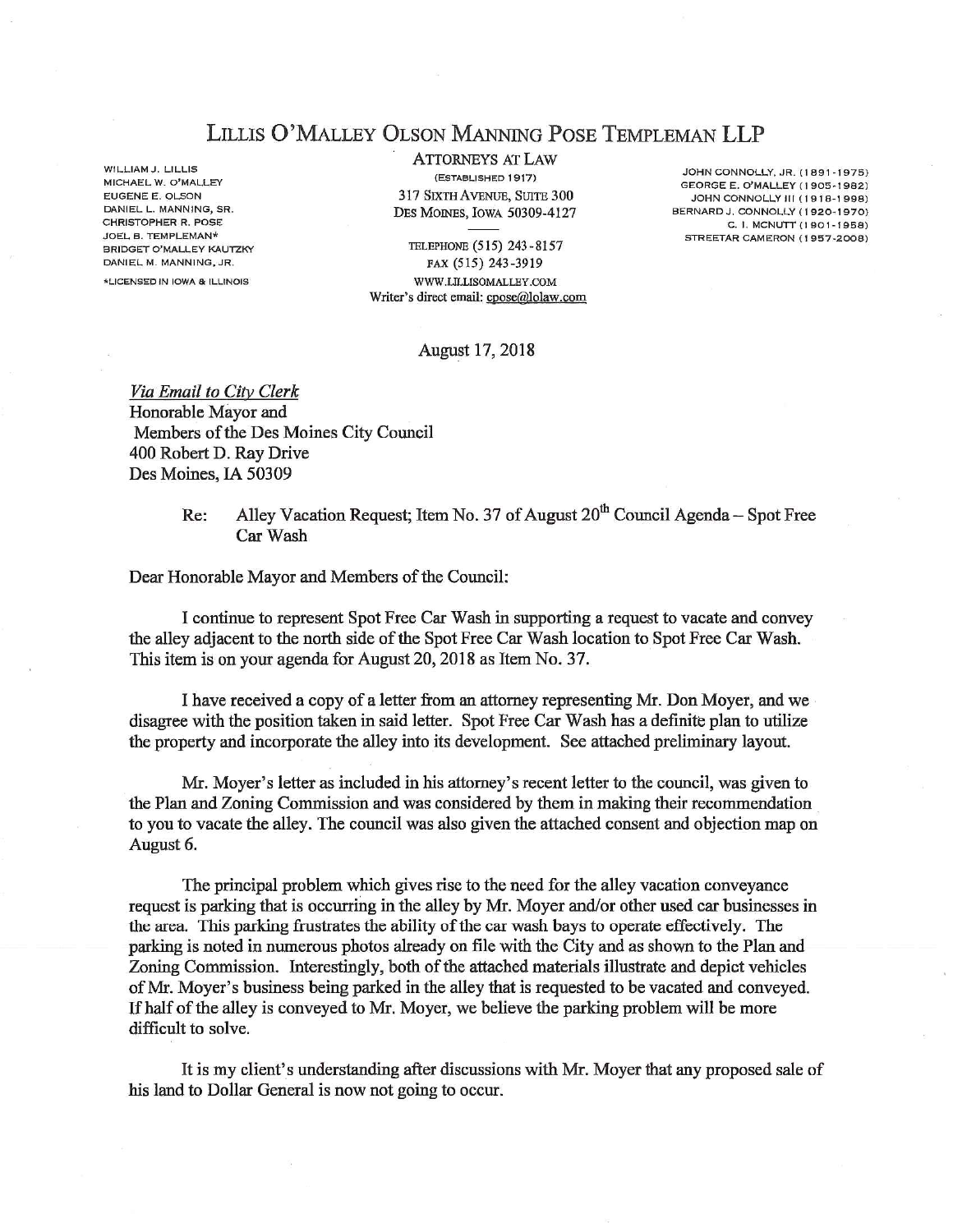# LILLIS O'MALLEY OLSON MANNING POSE TEMPLEMAN LLP

WILLIAM J. LILLIS
MICHAEL W. O'MALLEY
EUGENE E. OLSON
DANIEL L. MANNING, SR.
CHRISTOPHER R. POSE
JOEL B. TEMPLEMAN*
BRIDGET O'MALLEY KAUTZKY
DANIEL M. MANNING, JR.

*LICENSED IN IOWA & ILLINOIS

ATTORNEYS AT LAW
(ESTABLISHED 1917)
317 SIXTH AVENUE, SUITE 300
DES MOINES, IOWA 50309-4127

TELEPHONE (515) 243-8157
FAX (515) 243-3919
WWW.LILLISOMALLEY.COM
Writer's direct email: cpose@lolaw.com

JOHN CONNOLLY, JR. (1891-1975)
GEORGE E. O'MALLEY (1905-1982)
JOHN CONNOLLY III (1918-1998)
BERNARD J. CONNOLLY (1920-1970)
C. I. MCNUTT (1901-1958)
STREETAR CAMERON (1957-2008)

August 17, 2018

*Via Email to City Clerk*
Honorable Mayor and
Members of the Des Moines City Council
400 Robert D. Ray Drive
Des Moines, IA 50309

Re: Alley Vacation Request; Item No. 37 of August 20th Council Agenda – Spot Free Car Wash

Dear Honorable Mayor and Members of the Council:

I continue to represent Spot Free Car Wash in supporting a request to vacate and convey the alley adjacent to the north side of the Spot Free Car Wash location to Spot Free Car Wash. This item is on your agenda for August 20, 2018 as Item No. 37.

I have received a copy of a letter from an attorney representing Mr. Don Moyer, and we disagree with the position taken in said letter. Spot Free Car Wash has a definite plan to utilize the property and incorporate the alley into its development. See attached preliminary layout.

Mr. Moyer's letter as included in his attorney's recent letter to the council, was given to the Plan and Zoning Commission and was considered by them in making their recommendation to you to vacate the alley. The council was also given the attached consent and objection map on August 6.

The principal problem which gives rise to the need for the alley vacation conveyance request is parking that is occurring in the alley by Mr. Moyer and/or other used car businesses in the area. This parking frustrates the ability of the car wash bays to operate effectively. The parking is noted in numerous photos already on file with the City and as shown to the Plan and Zoning Commission. Interestingly, both of the attached materials illustrate and depict vehicles of Mr. Moyer's business being parked in the alley that is requested to be vacated and conveyed. If half of the alley is conveyed to Mr. Moyer, we believe the parking problem will be more difficult to solve.

It is my client's understanding after discussions with Mr. Moyer that any proposed sale of his land to Dollar General is now not going to occur.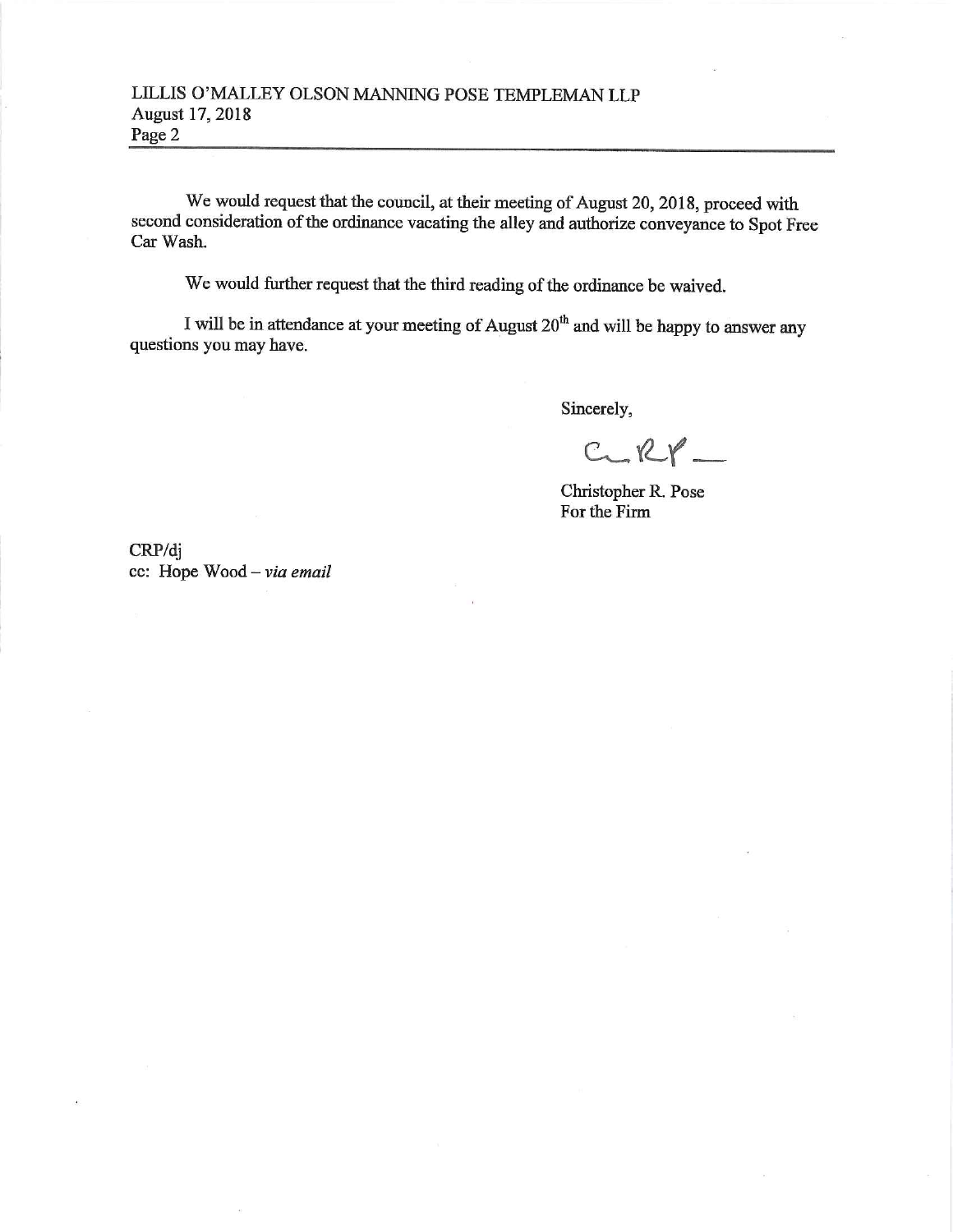We would request that the council, at their meeting of August 20, 2018, proceed with second consideration of the ordinance vacating the alley and authorize conveyance to Spot Free Car Wash.

We would further request that the third reading of the ordinance be waived.

I will be in attendance at your meeting of August 20th and will be happy to answer any questions you may have.

Sincerely,

Christopher R. Pose
For the Firm

CRP/dj
cc: Hope Wood – *via email*